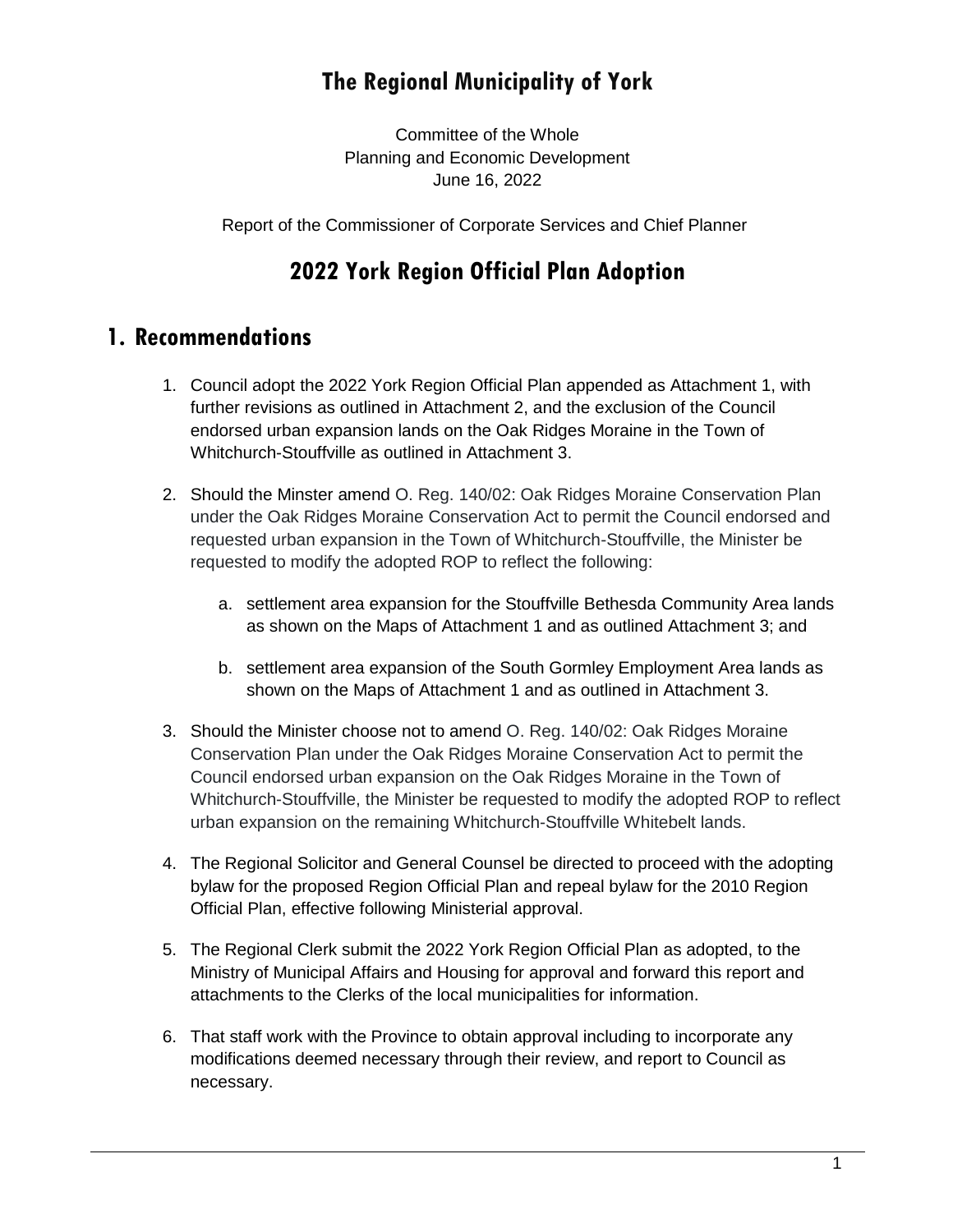# The Regional Municipality of York

Committee of the Whole
Planning and Economic Development
June 16, 2022

Report of the Commissioner of Corporate Services and Chief Planner

# 2022 York Region Official Plan Adoption

## 1. Recommendations

1. Council adopt the 2022 York Region Official Plan appended as Attachment 1, with further revisions as outlined in Attachment 2, and the exclusion of the Council endorsed urban expansion lands on the Oak Ridges Moraine in the Town of Whitchurch-Stouffville as outlined in Attachment 3.

2. Should the Minster amend O. Reg. 140/02: Oak Ridges Moraine Conservation Plan under the Oak Ridges Moraine Conservation Act to permit the Council endorsed and requested urban expansion in the Town of Whitchurch-Stouffville, the Minister be requested to modify the adopted ROP to reflect the following:

   a. settlement area expansion for the Stouffville Bethesda Community Area lands as shown on the Maps of Attachment 1 and as outlined Attachment 3; and

   b. settlement area expansion of the South Gormley Employment Area lands as shown on the Maps of Attachment 1 and as outlined in Attachment 3.

3. Should the Minister choose not to amend O. Reg. 140/02: Oak Ridges Moraine Conservation Plan under the Oak Ridges Moraine Conservation Act to permit the Council endorsed urban expansion on the Oak Ridges Moraine in the Town of Whitchurch-Stouffville, the Minister be requested to modify the adopted ROP to reflect urban expansion on the remaining Whitchurch-Stouffville Whitebelt lands.

4. The Regional Solicitor and General Counsel be directed to proceed with the adopting bylaw for the proposed Region Official Plan and repeal bylaw for the 2010 Region Official Plan, effective following Ministerial approval.

5. The Regional Clerk submit the 2022 York Region Official Plan as adopted, to the Ministry of Municipal Affairs and Housing for approval and forward this report and attachments to the Clerks of the local municipalities for information.

6. That staff work with the Province to obtain approval including to incorporate any modifications deemed necessary through their review, and report to Council as necessary.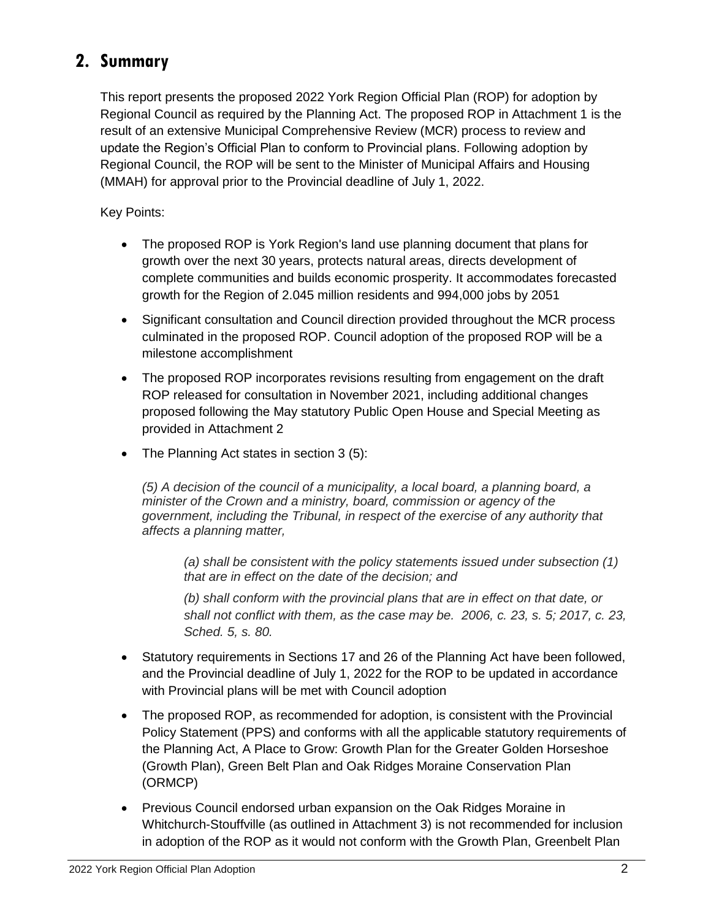## 2. Summary

This report presents the proposed 2022 York Region Official Plan (ROP) for adoption by Regional Council as required by the Planning Act. The proposed ROP in Attachment 1 is the result of an extensive Municipal Comprehensive Review (MCR) process to review and update the Region's Official Plan to conform to Provincial plans. Following adoption by Regional Council, the ROP will be sent to the Minister of Municipal Affairs and Housing (MMAH) for approval prior to the Provincial deadline of July 1, 2022.

Key Points:

- The proposed ROP is York Region's land use planning document that plans for growth over the next 30 years, protects natural areas, directs development of complete communities and builds economic prosperity. It accommodates forecasted growth for the Region of 2.045 million residents and 994,000 jobs by 2051
- Significant consultation and Council direction provided throughout the MCR process culminated in the proposed ROP. Council adoption of the proposed ROP will be a milestone accomplishment
- The proposed ROP incorporates revisions resulting from engagement on the draft ROP released for consultation in November 2021, including additional changes proposed following the May statutory Public Open House and Special Meeting as provided in Attachment 2
- The Planning Act states in section 3 (5):

  *(5) A decision of the council of a municipality, a local board, a planning board, a minister of the Crown and a ministry, board, commission or agency of the government, including the Tribunal, in respect of the exercise of any authority that affects a planning matter,*

  > *(a) shall be consistent with the policy statements issued under subsection (1) that are in effect on the date of the decision; and*
  >
  > *(b) shall conform with the provincial plans that are in effect on that date, or shall not conflict with them, as the case may be. 2006, c. 23, s. 5; 2017, c. 23, Sched. 5, s. 80.*

- Statutory requirements in Sections 17 and 26 of the Planning Act have been followed, and the Provincial deadline of July 1, 2022 for the ROP to be updated in accordance with Provincial plans will be met with Council adoption
- The proposed ROP, as recommended for adoption, is consistent with the Provincial Policy Statement (PPS) and conforms with all the applicable statutory requirements of the Planning Act, A Place to Grow: Growth Plan for the Greater Golden Horseshoe (Growth Plan), Green Belt Plan and Oak Ridges Moraine Conservation Plan (ORMCP)
- Previous Council endorsed urban expansion on the Oak Ridges Moraine in Whitchurch-Stouffville (as outlined in Attachment 3) is not recommended for inclusion in adoption of the ROP as it would not conform with the Growth Plan, Greenbelt Plan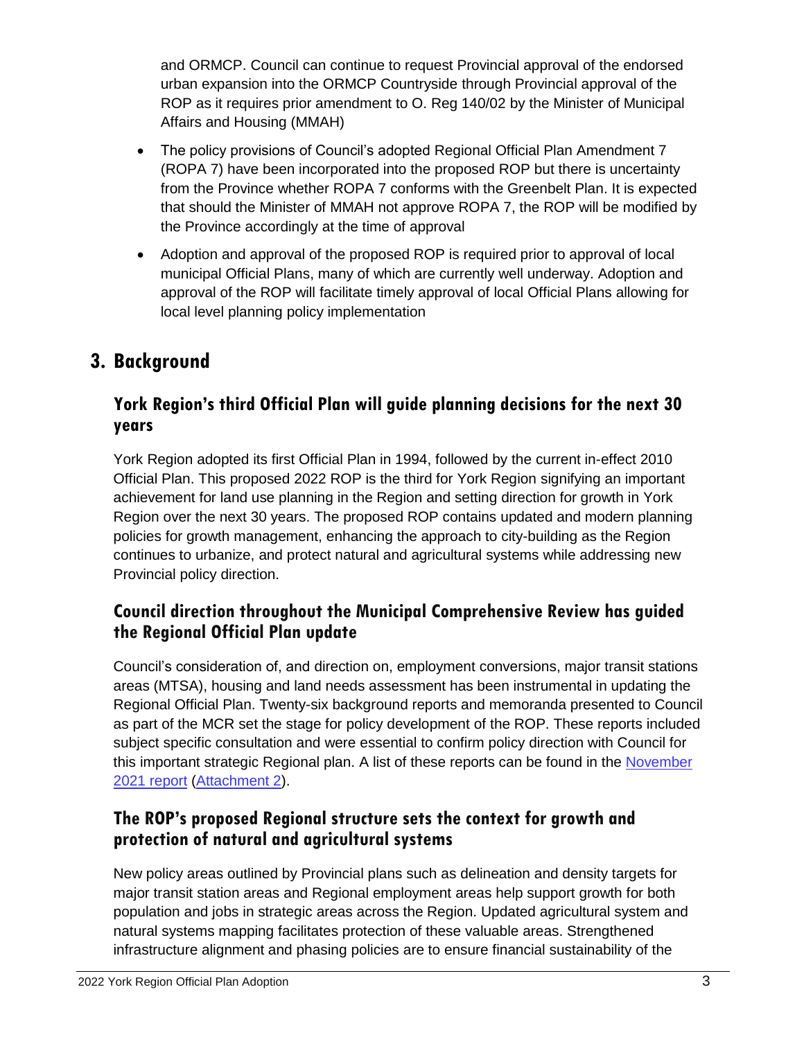and ORMCP. Council can continue to request Provincial approval of the endorsed urban expansion into the ORMCP Countryside through Provincial approval of the ROP as it requires prior amendment to O. Reg 140/02 by the Minister of Municipal Affairs and Housing (MMAH)

- The policy provisions of Council's adopted Regional Official Plan Amendment 7 (ROPA 7) have been incorporated into the proposed ROP but there is uncertainty from the Province whether ROPA 7 conforms with the Greenbelt Plan. It is expected that should the Minister of MMAH not approve ROPA 7, the ROP will be modified by the Province accordingly at the time of approval
- Adoption and approval of the proposed ROP is required prior to approval of local municipal Official Plans, many of which are currently well underway. Adoption and approval of the ROP will facilitate timely approval of local Official Plans allowing for local level planning policy implementation

# 3. Background

## York Region's third Official Plan will guide planning decisions for the next 30 years

York Region adopted its first Official Plan in 1994, followed by the current in-effect 2010 Official Plan. This proposed 2022 ROP is the third for York Region signifying an important achievement for land use planning in the Region and setting direction for growth in York Region over the next 30 years. The proposed ROP contains updated and modern planning policies for growth management, enhancing the approach to city-building as the Region continues to urbanize, and protect natural and agricultural systems while addressing new Provincial policy direction.

## Council direction throughout the Municipal Comprehensive Review has guided the Regional Official Plan update

Council's consideration of, and direction on, employment conversions, major transit stations areas (MTSA), housing and land needs assessment has been instrumental in updating the Regional Official Plan. Twenty-six background reports and memoranda presented to Council as part of the MCR set the stage for policy development of the ROP. These reports included subject specific consultation and were essential to confirm policy direction with Council for this important strategic Regional plan. A list of these reports can be found in the November 2021 report (Attachment 2).

## The ROP's proposed Regional structure sets the context for growth and protection of natural and agricultural systems

New policy areas outlined by Provincial plans such as delineation and density targets for major transit station areas and Regional employment areas help support growth for both population and jobs in strategic areas across the Region. Updated agricultural system and natural systems mapping facilitates protection of these valuable areas. Strengthened infrastructure alignment and phasing policies are to ensure financial sustainability of the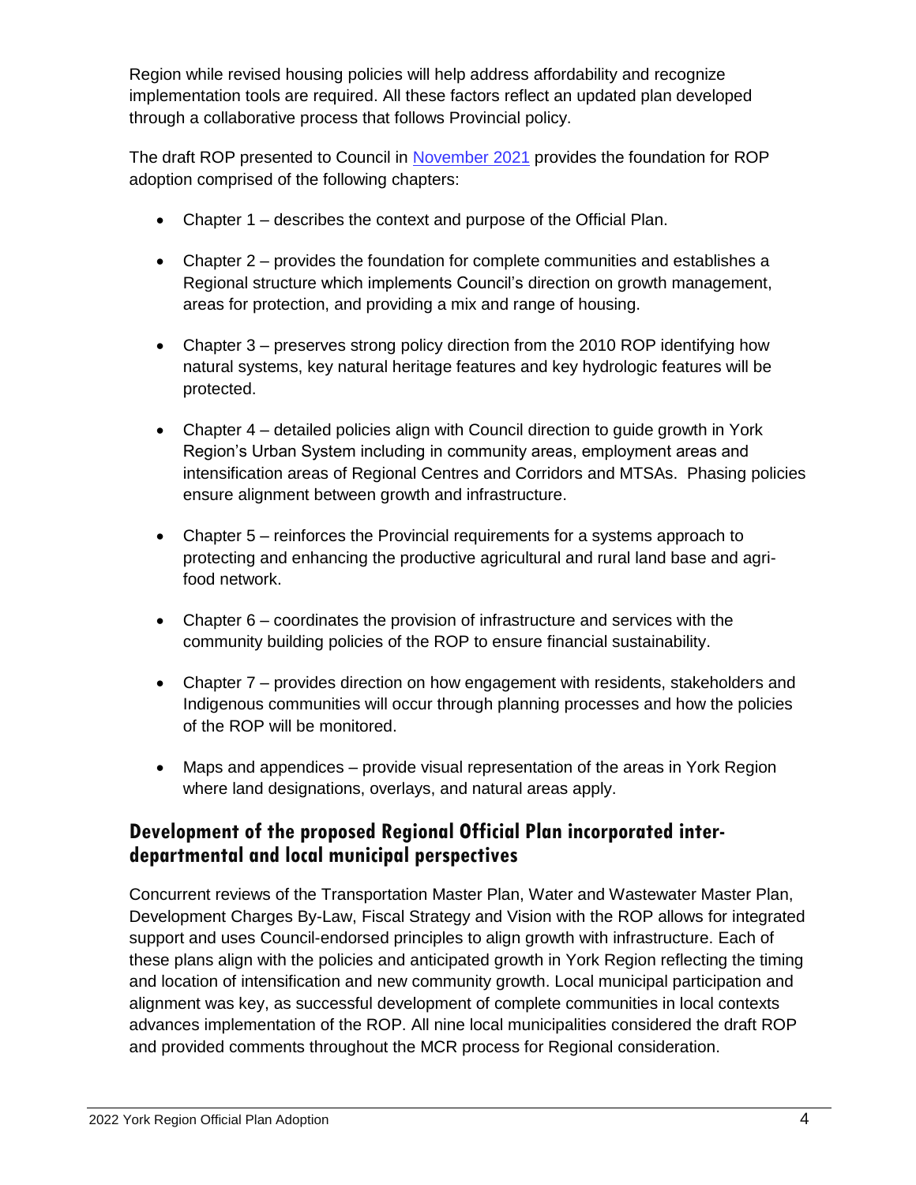Region while revised housing policies will help address affordability and recognize implementation tools are required. All these factors reflect an updated plan developed through a collaborative process that follows Provincial policy.

The draft ROP presented to Council in [November 2021] provides the foundation for ROP adoption comprised of the following chapters:

- Chapter 1 – describes the context and purpose of the Official Plan.
- Chapter 2 – provides the foundation for complete communities and establishes a Regional structure which implements Council's direction on growth management, areas for protection, and providing a mix and range of housing.
- Chapter 3 – preserves strong policy direction from the 2010 ROP identifying how natural systems, key natural heritage features and key hydrologic features will be protected.
- Chapter 4 – detailed policies align with Council direction to guide growth in York Region's Urban System including in community areas, employment areas and intensification areas of Regional Centres and Corridors and MTSAs. Phasing policies ensure alignment between growth and infrastructure.
- Chapter 5 – reinforces the Provincial requirements for a systems approach to protecting and enhancing the productive agricultural and rural land base and agri-food network.
- Chapter 6 – coordinates the provision of infrastructure and services with the community building policies of the ROP to ensure financial sustainability.
- Chapter 7 – provides direction on how engagement with residents, stakeholders and Indigenous communities will occur through planning processes and how the policies of the ROP will be monitored.
- Maps and appendices – provide visual representation of the areas in York Region where land designations, overlays, and natural areas apply.

## Development of the proposed Regional Official Plan incorporated inter-departmental and local municipal perspectives

Concurrent reviews of the Transportation Master Plan, Water and Wastewater Master Plan, Development Charges By-Law, Fiscal Strategy and Vision with the ROP allows for integrated support and uses Council-endorsed principles to align growth with infrastructure. Each of these plans align with the policies and anticipated growth in York Region reflecting the timing and location of intensification and new community growth. Local municipal participation and alignment was key, as successful development of complete communities in local contexts advances implementation of the ROP. All nine local municipalities considered the draft ROP and provided comments throughout the MCR process for Regional consideration.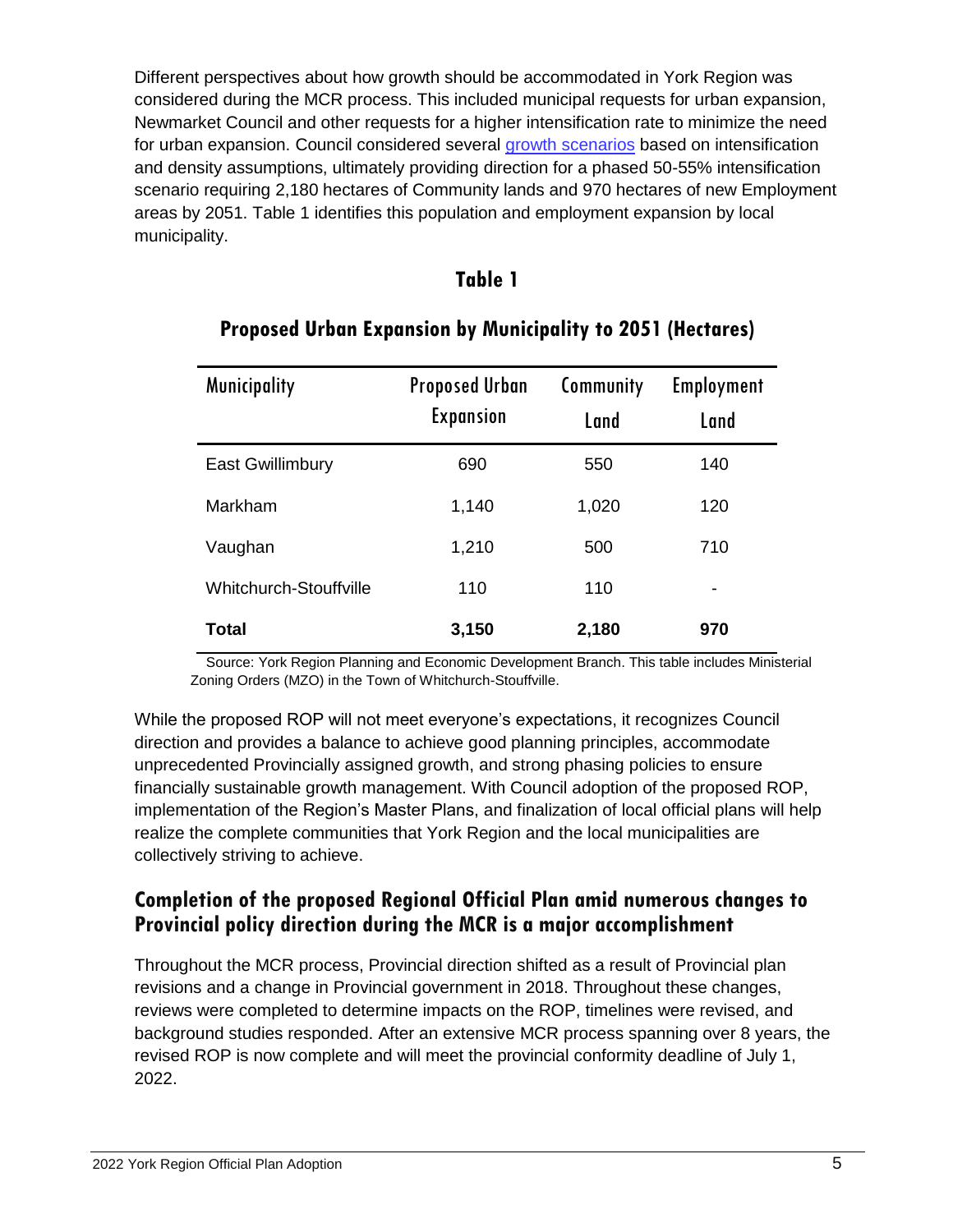Different perspectives about how growth should be accommodated in York Region was considered during the MCR process. This included municipal requests for urban expansion, Newmarket Council and other requests for a higher intensification rate to minimize the need for urban expansion. Council considered several growth scenarios based on intensification and density assumptions, ultimately providing direction for a phased 50-55% intensification scenario requiring 2,180 hectares of Community lands and 970 hectares of new Employment areas by 2051. Table 1 identifies this population and employment expansion by local municipality.

**Table 1**

**Proposed Urban Expansion by Municipality to 2051 (Hectares)**

| Municipality | Proposed Urban Expansion | Community Land | Employment Land |
|---|---|---|---|
| East Gwillimbury | 690 | 550 | 140 |
| Markham | 1,140 | 1,020 | 120 |
| Vaughan | 1,210 | 500 | 710 |
| Whitchurch-Stouffville | 110 | 110 | - |
| **Total** | **3,150** | **2,180** | **970** |

Source: York Region Planning and Economic Development Branch. This table includes Ministerial Zoning Orders (MZO) in the Town of Whitchurch-Stouffville.

While the proposed ROP will not meet everyone's expectations, it recognizes Council direction and provides a balance to achieve good planning principles, accommodate unprecedented Provincially assigned growth, and strong phasing policies to ensure financially sustainable growth management. With Council adoption of the proposed ROP, implementation of the Region's Master Plans, and finalization of local official plans will help realize the complete communities that York Region and the local municipalities are collectively striving to achieve.

## Completion of the proposed Regional Official Plan amid numerous changes to Provincial policy direction during the MCR is a major accomplishment

Throughout the MCR process, Provincial direction shifted as a result of Provincial plan revisions and a change in Provincial government in 2018. Throughout these changes, reviews were completed to determine impacts on the ROP, timelines were revised, and background studies responded. After an extensive MCR process spanning over 8 years, the revised ROP is now complete and will meet the provincial conformity deadline of July 1, 2022.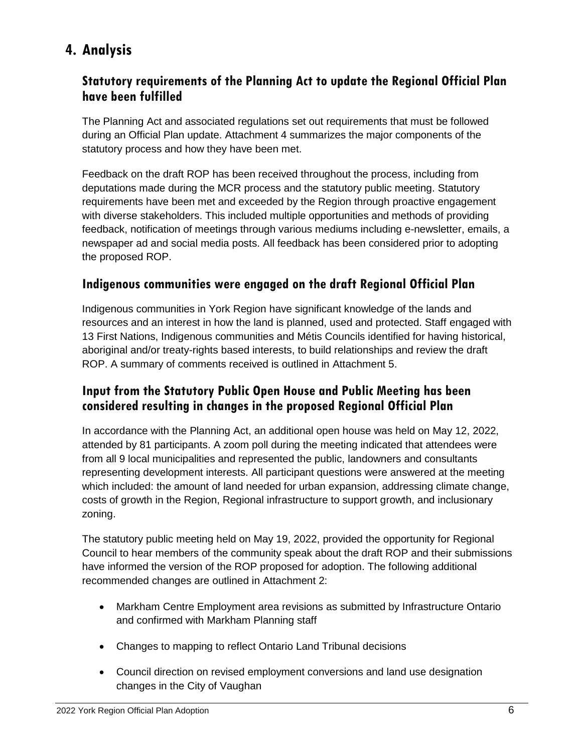# 4. Analysis

## Statutory requirements of the Planning Act to update the Regional Official Plan have been fulfilled

The Planning Act and associated regulations set out requirements that must be followed during an Official Plan update. Attachment 4 summarizes the major components of the statutory process and how they have been met.

Feedback on the draft ROP has been received throughout the process, including from deputations made during the MCR process and the statutory public meeting. Statutory requirements have been met and exceeded by the Region through proactive engagement with diverse stakeholders. This included multiple opportunities and methods of providing feedback, notification of meetings through various mediums including e-newsletter, emails, a newspaper ad and social media posts. All feedback has been considered prior to adopting the proposed ROP.

## Indigenous communities were engaged on the draft Regional Official Plan

Indigenous communities in York Region have significant knowledge of the lands and resources and an interest in how the land is planned, used and protected. Staff engaged with 13 First Nations, Indigenous communities and Métis Councils identified for having historical, aboriginal and/or treaty-rights based interests, to build relationships and review the draft ROP. A summary of comments received is outlined in Attachment 5.

## Input from the Statutory Public Open House and Public Meeting has been considered resulting in changes in the proposed Regional Official Plan

In accordance with the Planning Act, an additional open house was held on May 12, 2022, attended by 81 participants. A zoom poll during the meeting indicated that attendees were from all 9 local municipalities and represented the public, landowners and consultants representing development interests. All participant questions were answered at the meeting which included: the amount of land needed for urban expansion, addressing climate change, costs of growth in the Region, Regional infrastructure to support growth, and inclusionary zoning.

The statutory public meeting held on May 19, 2022, provided the opportunity for Regional Council to hear members of the community speak about the draft ROP and their submissions have informed the version of the ROP proposed for adoption. The following additional recommended changes are outlined in Attachment 2:

- Markham Centre Employment area revisions as submitted by Infrastructure Ontario and confirmed with Markham Planning staff
- Changes to mapping to reflect Ontario Land Tribunal decisions
- Council direction on revised employment conversions and land use designation changes in the City of Vaughan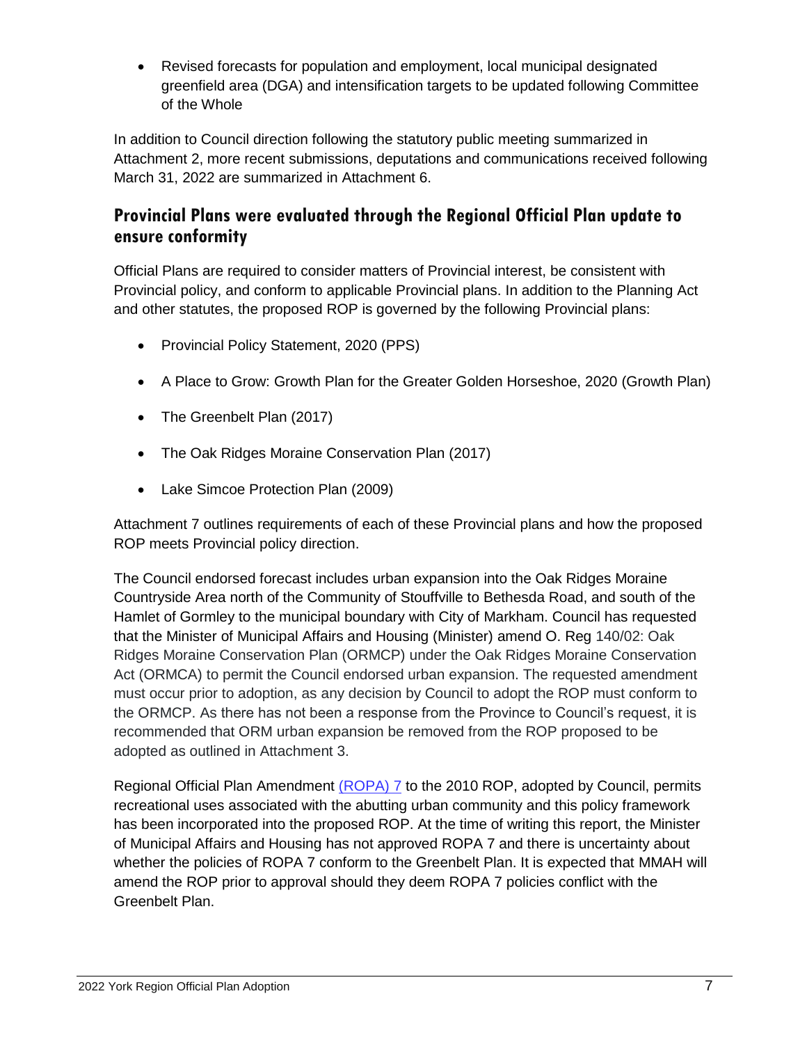- Revised forecasts for population and employment, local municipal designated greenfield area (DGA) and intensification targets to be updated following Committee of the Whole

In addition to Council direction following the statutory public meeting summarized in Attachment 2, more recent submissions, deputations and communications received following March 31, 2022 are summarized in Attachment 6.

## Provincial Plans were evaluated through the Regional Official Plan update to ensure conformity

Official Plans are required to consider matters of Provincial interest, be consistent with Provincial policy, and conform to applicable Provincial plans. In addition to the Planning Act and other statutes, the proposed ROP is governed by the following Provincial plans:

- Provincial Policy Statement, 2020 (PPS)
- A Place to Grow: Growth Plan for the Greater Golden Horseshoe, 2020 (Growth Plan)
- The Greenbelt Plan (2017)
- The Oak Ridges Moraine Conservation Plan (2017)
- Lake Simcoe Protection Plan (2009)

Attachment 7 outlines requirements of each of these Provincial plans and how the proposed ROP meets Provincial policy direction.

The Council endorsed forecast includes urban expansion into the Oak Ridges Moraine Countryside Area north of the Community of Stouffville to Bethesda Road, and south of the Hamlet of Gormley to the municipal boundary with City of Markham. Council has requested that the Minister of Municipal Affairs and Housing (Minister) amend O. Reg 140/02: Oak Ridges Moraine Conservation Plan (ORMCP) under the Oak Ridges Moraine Conservation Act (ORMCA) to permit the Council endorsed urban expansion. The requested amendment must occur prior to adoption, as any decision by Council to adopt the ROP must conform to the ORMCP. As there has not been a response from the Province to Council's request, it is recommended that ORM urban expansion be removed from the ROP proposed to be adopted as outlined in Attachment 3.

Regional Official Plan Amendment (ROPA) 7 to the 2010 ROP, adopted by Council, permits recreational uses associated with the abutting urban community and this policy framework has been incorporated into the proposed ROP. At the time of writing this report, the Minister of Municipal Affairs and Housing has not approved ROPA 7 and there is uncertainty about whether the policies of ROPA 7 conform to the Greenbelt Plan. It is expected that MMAH will amend the ROP prior to approval should they deem ROPA 7 policies conflict with the Greenbelt Plan.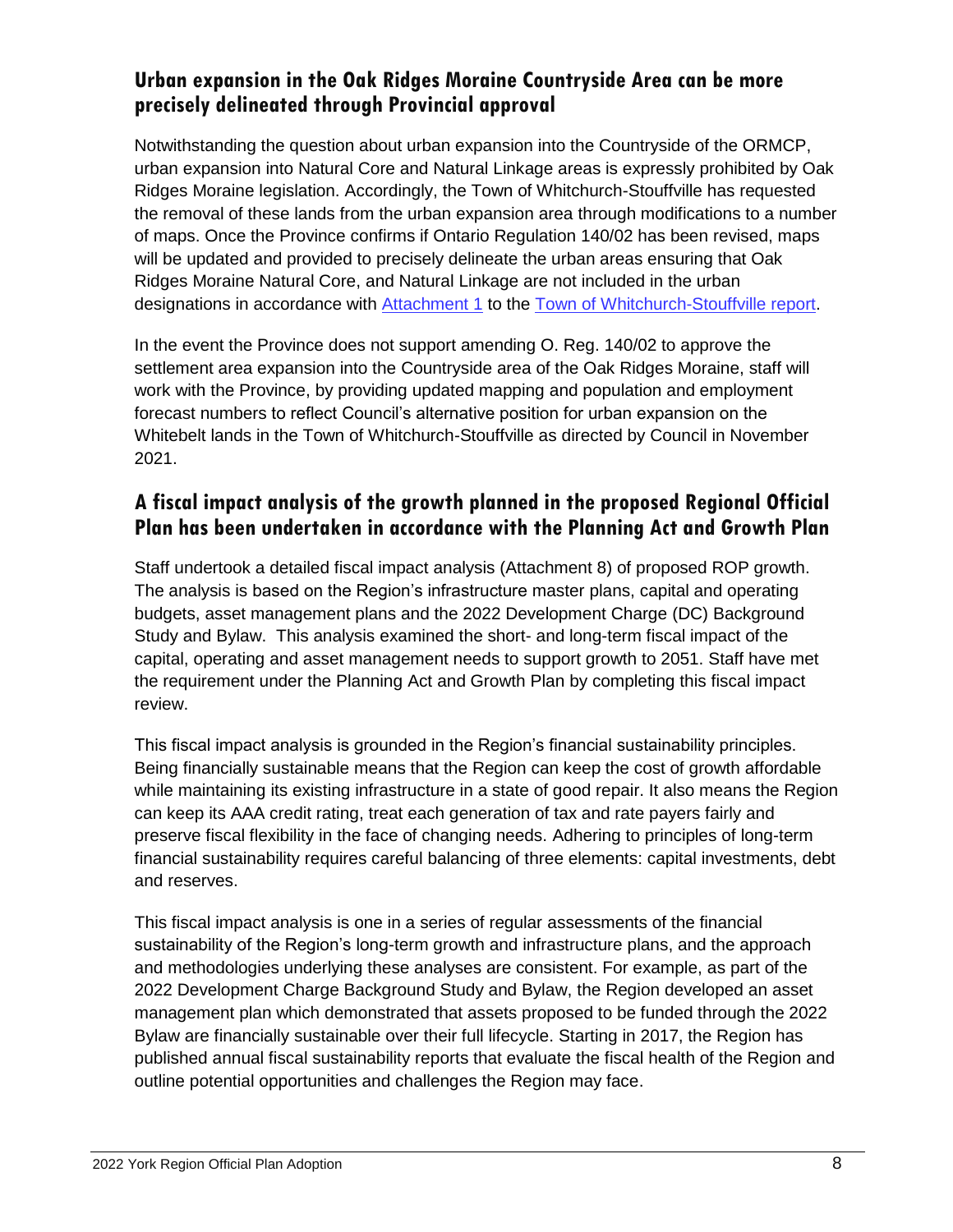## Urban expansion in the Oak Ridges Moraine Countryside Area can be more precisely delineated through Provincial approval

Notwithstanding the question about urban expansion into the Countryside of the ORMCP, urban expansion into Natural Core and Natural Linkage areas is expressly prohibited by Oak Ridges Moraine legislation. Accordingly, the Town of Whitchurch-Stouffville has requested the removal of these lands from the urban expansion area through modifications to a number of maps. Once the Province confirms if Ontario Regulation 140/02 has been revised, maps will be updated and provided to precisely delineate the urban areas ensuring that Oak Ridges Moraine Natural Core, and Natural Linkage are not included in the urban designations in accordance with Attachment 1 to the Town of Whitchurch-Stouffville report.

In the event the Province does not support amending O. Reg. 140/02 to approve the settlement area expansion into the Countryside area of the Oak Ridges Moraine, staff will work with the Province, by providing updated mapping and population and employment forecast numbers to reflect Council's alternative position for urban expansion on the Whitebelt lands in the Town of Whitchurch-Stouffville as directed by Council in November 2021.

## A fiscal impact analysis of the growth planned in the proposed Regional Official Plan has been undertaken in accordance with the Planning Act and Growth Plan

Staff undertook a detailed fiscal impact analysis (Attachment 8) of proposed ROP growth. The analysis is based on the Region's infrastructure master plans, capital and operating budgets, asset management plans and the 2022 Development Charge (DC) Background Study and Bylaw. This analysis examined the short- and long-term fiscal impact of the capital, operating and asset management needs to support growth to 2051. Staff have met the requirement under the Planning Act and Growth Plan by completing this fiscal impact review.

This fiscal impact analysis is grounded in the Region's financial sustainability principles. Being financially sustainable means that the Region can keep the cost of growth affordable while maintaining its existing infrastructure in a state of good repair. It also means the Region can keep its AAA credit rating, treat each generation of tax and rate payers fairly and preserve fiscal flexibility in the face of changing needs. Adhering to principles of long-term financial sustainability requires careful balancing of three elements: capital investments, debt and reserves.

This fiscal impact analysis is one in a series of regular assessments of the financial sustainability of the Region's long-term growth and infrastructure plans, and the approach and methodologies underlying these analyses are consistent. For example, as part of the 2022 Development Charge Background Study and Bylaw, the Region developed an asset management plan which demonstrated that assets proposed to be funded through the 2022 Bylaw are financially sustainable over their full lifecycle. Starting in 2017, the Region has published annual fiscal sustainability reports that evaluate the fiscal health of the Region and outline potential opportunities and challenges the Region may face.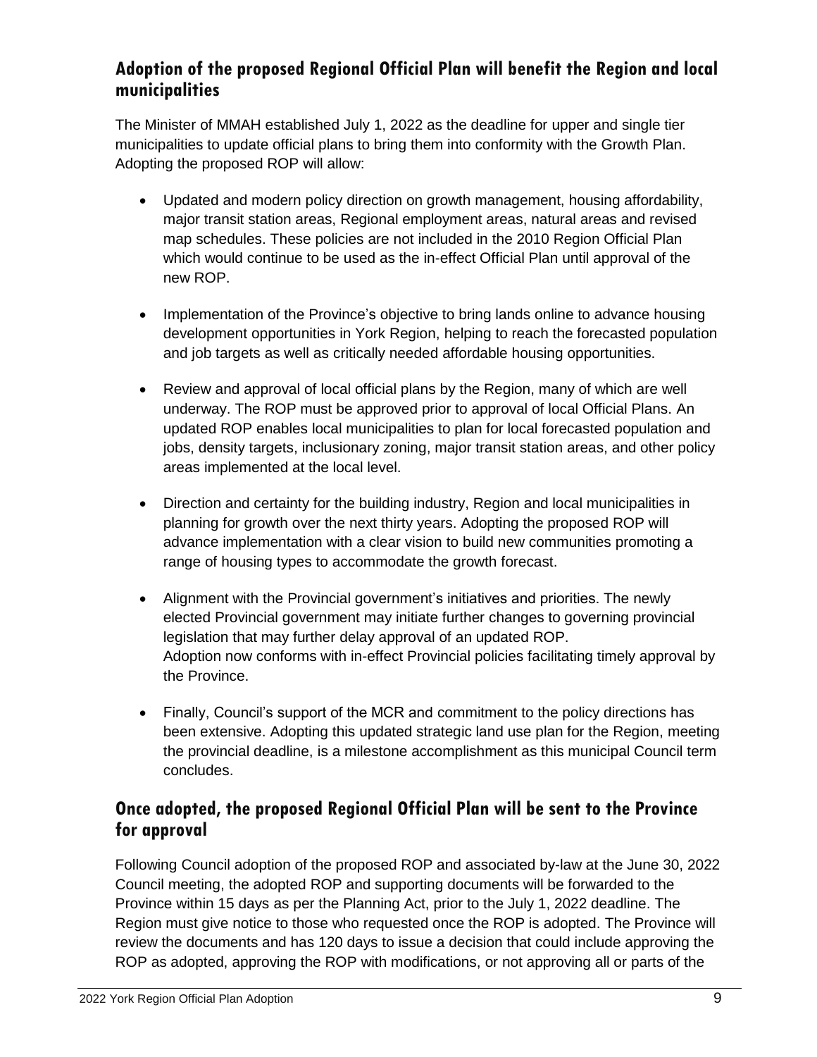## Adoption of the proposed Regional Official Plan will benefit the Region and local municipalities

The Minister of MMAH established July 1, 2022 as the deadline for upper and single tier municipalities to update official plans to bring them into conformity with the Growth Plan. Adopting the proposed ROP will allow:

- Updated and modern policy direction on growth management, housing affordability, major transit station areas, Regional employment areas, natural areas and revised map schedules. These policies are not included in the 2010 Region Official Plan which would continue to be used as the in-effect Official Plan until approval of the new ROP.
- Implementation of the Province's objective to bring lands online to advance housing development opportunities in York Region, helping to reach the forecasted population and job targets as well as critically needed affordable housing opportunities.
- Review and approval of local official plans by the Region, many of which are well underway. The ROP must be approved prior to approval of local Official Plans. An updated ROP enables local municipalities to plan for local forecasted population and jobs, density targets, inclusionary zoning, major transit station areas, and other policy areas implemented at the local level.
- Direction and certainty for the building industry, Region and local municipalities in planning for growth over the next thirty years. Adopting the proposed ROP will advance implementation with a clear vision to build new communities promoting a range of housing types to accommodate the growth forecast.
- Alignment with the Provincial government's initiatives and priorities. The newly elected Provincial government may initiate further changes to governing provincial legislation that may further delay approval of an updated ROP.
  Adoption now conforms with in-effect Provincial policies facilitating timely approval by the Province.
- Finally, Council's support of the MCR and commitment to the policy directions has been extensive. Adopting this updated strategic land use plan for the Region, meeting the provincial deadline, is a milestone accomplishment as this municipal Council term concludes.

## Once adopted, the proposed Regional Official Plan will be sent to the Province for approval

Following Council adoption of the proposed ROP and associated by-law at the June 30, 2022 Council meeting, the adopted ROP and supporting documents will be forwarded to the Province within 15 days as per the Planning Act, prior to the July 1, 2022 deadline. The Region must give notice to those who requested once the ROP is adopted. The Province will review the documents and has 120 days to issue a decision that could include approving the ROP as adopted, approving the ROP with modifications, or not approving all or parts of the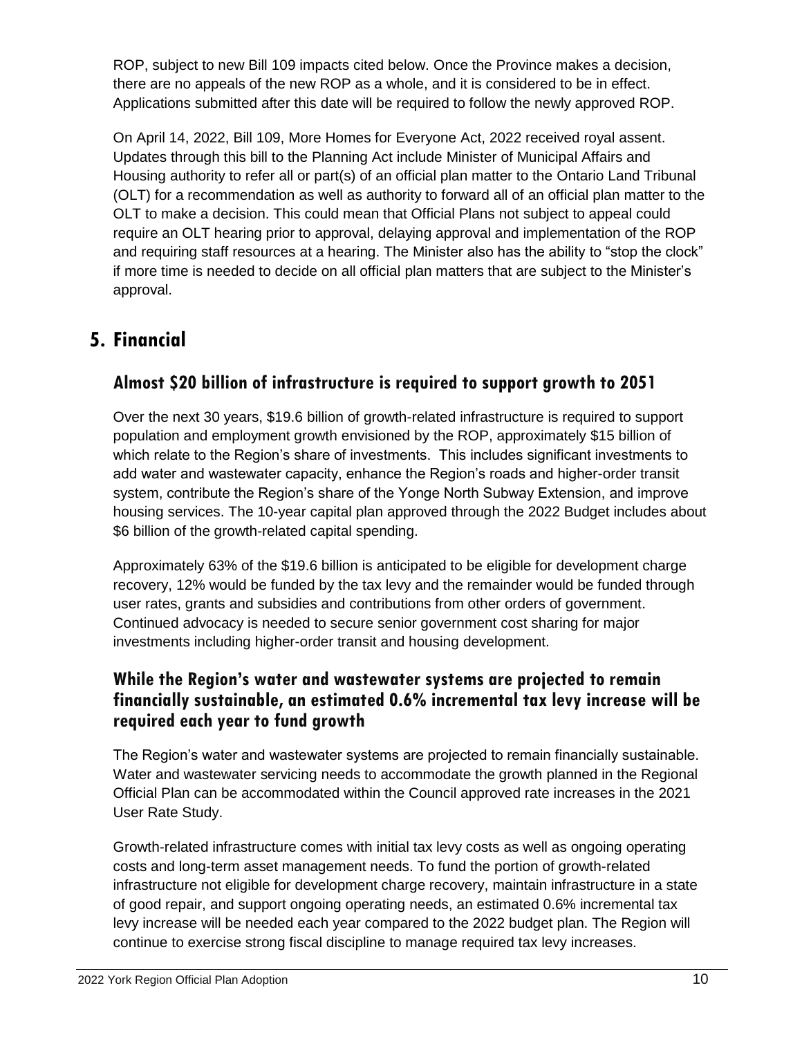ROP, subject to new Bill 109 impacts cited below. Once the Province makes a decision, there are no appeals of the new ROP as a whole, and it is considered to be in effect. Applications submitted after this date will be required to follow the newly approved ROP.

On April 14, 2022, Bill 109, More Homes for Everyone Act, 2022 received royal assent. Updates through this bill to the Planning Act include Minister of Municipal Affairs and Housing authority to refer all or part(s) of an official plan matter to the Ontario Land Tribunal (OLT) for a recommendation as well as authority to forward all of an official plan matter to the OLT to make a decision. This could mean that Official Plans not subject to appeal could require an OLT hearing prior to approval, delaying approval and implementation of the ROP and requiring staff resources at a hearing. The Minister also has the ability to "stop the clock" if more time is needed to decide on all official plan matters that are subject to the Minister's approval.

# 5. Financial

## Almost $20 billion of infrastructure is required to support growth to 2051

Over the next 30 years, $19.6 billion of growth-related infrastructure is required to support population and employment growth envisioned by the ROP, approximately $15 billion of which relate to the Region's share of investments. This includes significant investments to add water and wastewater capacity, enhance the Region's roads and higher-order transit system, contribute the Region's share of the Yonge North Subway Extension, and improve housing services. The 10-year capital plan approved through the 2022 Budget includes about $6 billion of the growth-related capital spending.

Approximately 63% of the $19.6 billion is anticipated to be eligible for development charge recovery, 12% would be funded by the tax levy and the remainder would be funded through user rates, grants and subsidies and contributions from other orders of government. Continued advocacy is needed to secure senior government cost sharing for major investments including higher-order transit and housing development.

## While the Region's water and wastewater systems are projected to remain financially sustainable, an estimated 0.6% incremental tax levy increase will be required each year to fund growth

The Region's water and wastewater systems are projected to remain financially sustainable. Water and wastewater servicing needs to accommodate the growth planned in the Regional Official Plan can be accommodated within the Council approved rate increases in the 2021 User Rate Study.

Growth-related infrastructure comes with initial tax levy costs as well as ongoing operating costs and long-term asset management needs. To fund the portion of growth-related infrastructure not eligible for development charge recovery, maintain infrastructure in a state of good repair, and support ongoing operating needs, an estimated 0.6% incremental tax levy increase will be needed each year compared to the 2022 budget plan. The Region will continue to exercise strong fiscal discipline to manage required tax levy increases.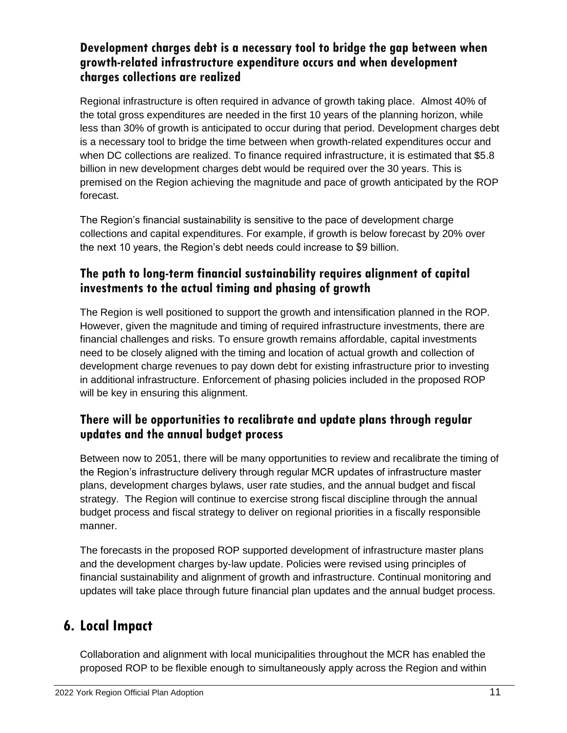### Development charges debt is a necessary tool to bridge the gap between when growth-related infrastructure expenditure occurs and when development charges collections are realized

Regional infrastructure is often required in advance of growth taking place. Almost 40% of the total gross expenditures are needed in the first 10 years of the planning horizon, while less than 30% of growth is anticipated to occur during that period. Development charges debt is a necessary tool to bridge the time between when growth-related expenditures occur and when DC collections are realized. To finance required infrastructure, it is estimated that $5.8 billion in new development charges debt would be required over the 30 years. This is premised on the Region achieving the magnitude and pace of growth anticipated by the ROP forecast.

The Region's financial sustainability is sensitive to the pace of development charge collections and capital expenditures. For example, if growth is below forecast by 20% over the next 10 years, the Region's debt needs could increase to $9 billion.

### The path to long-term financial sustainability requires alignment of capital investments to the actual timing and phasing of growth

The Region is well positioned to support the growth and intensification planned in the ROP. However, given the magnitude and timing of required infrastructure investments, there are financial challenges and risks. To ensure growth remains affordable, capital investments need to be closely aligned with the timing and location of actual growth and collection of development charge revenues to pay down debt for existing infrastructure prior to investing in additional infrastructure. Enforcement of phasing policies included in the proposed ROP will be key in ensuring this alignment.

### There will be opportunities to recalibrate and update plans through regular updates and the annual budget process

Between now to 2051, there will be many opportunities to review and recalibrate the timing of the Region's infrastructure delivery through regular MCR updates of infrastructure master plans, development charges bylaws, user rate studies, and the annual budget and fiscal strategy. The Region will continue to exercise strong fiscal discipline through the annual budget process and fiscal strategy to deliver on regional priorities in a fiscally responsible manner.

The forecasts in the proposed ROP supported development of infrastructure master plans and the development charges by-law update. Policies were revised using principles of financial sustainability and alignment of growth and infrastructure. Continual monitoring and updates will take place through future financial plan updates and the annual budget process.

## 6. Local Impact

Collaboration and alignment with local municipalities throughout the MCR has enabled the proposed ROP to be flexible enough to simultaneously apply across the Region and within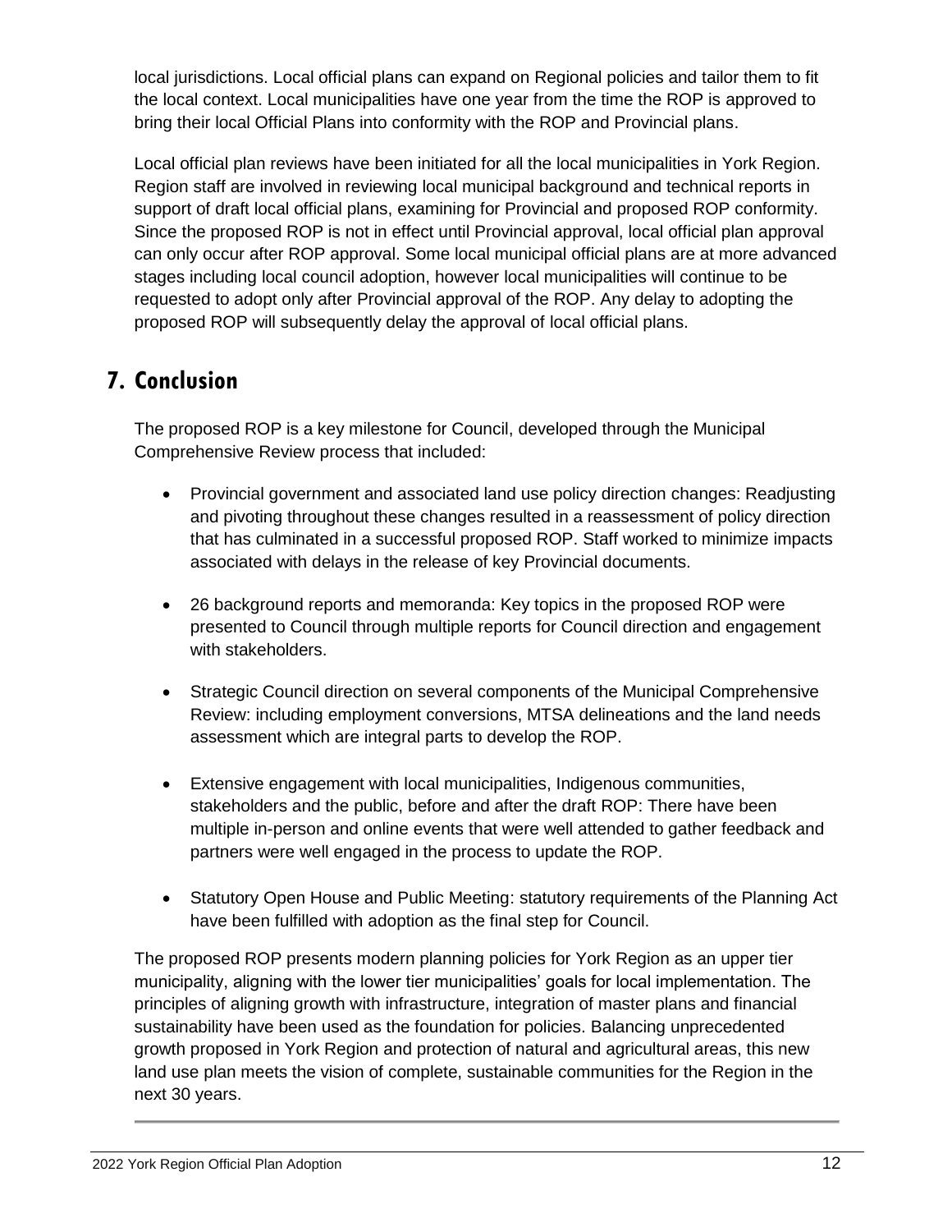local jurisdictions. Local official plans can expand on Regional policies and tailor them to fit the local context. Local municipalities have one year from the time the ROP is approved to bring their local Official Plans into conformity with the ROP and Provincial plans.

Local official plan reviews have been initiated for all the local municipalities in York Region. Region staff are involved in reviewing local municipal background and technical reports in support of draft local official plans, examining for Provincial and proposed ROP conformity. Since the proposed ROP is not in effect until Provincial approval, local official plan approval can only occur after ROP approval. Some local municipal official plans are at more advanced stages including local council adoption, however local municipalities will continue to be requested to adopt only after Provincial approval of the ROP. Any delay to adopting the proposed ROP will subsequently delay the approval of local official plans.

## 7. Conclusion

The proposed ROP is a key milestone for Council, developed through the Municipal Comprehensive Review process that included:

- Provincial government and associated land use policy direction changes: Readjusting and pivoting throughout these changes resulted in a reassessment of policy direction that has culminated in a successful proposed ROP. Staff worked to minimize impacts associated with delays in the release of key Provincial documents.
- 26 background reports and memoranda: Key topics in the proposed ROP were presented to Council through multiple reports for Council direction and engagement with stakeholders.
- Strategic Council direction on several components of the Municipal Comprehensive Review: including employment conversions, MTSA delineations and the land needs assessment which are integral parts to develop the ROP.
- Extensive engagement with local municipalities, Indigenous communities, stakeholders and the public, before and after the draft ROP: There have been multiple in-person and online events that were well attended to gather feedback and partners were well engaged in the process to update the ROP.
- Statutory Open House and Public Meeting: statutory requirements of the Planning Act have been fulfilled with adoption as the final step for Council.

The proposed ROP presents modern planning policies for York Region as an upper tier municipality, aligning with the lower tier municipalities' goals for local implementation. The principles of aligning growth with infrastructure, integration of master plans and financial sustainability have been used as the foundation for policies. Balancing unprecedented growth proposed in York Region and protection of natural and agricultural areas, this new land use plan meets the vision of complete, sustainable communities for the Region in the next 30 years.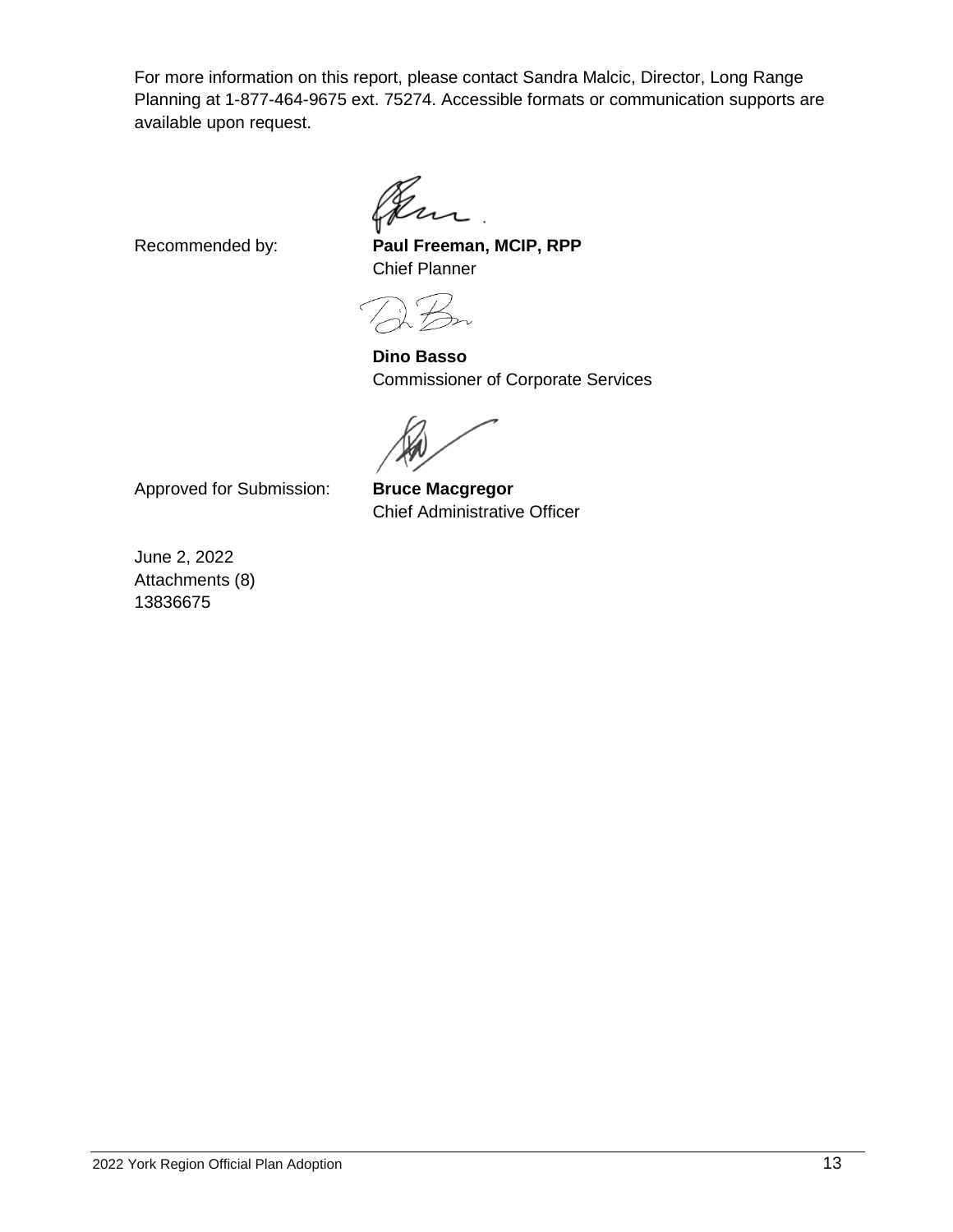For more information on this report, please contact Sandra Malcic, Director, Long Range Planning at 1-877-464-9675 ext. 75274. Accessible formats or communication supports are available upon request.

Recommended by: **Paul Freeman, MCIP, RPP**
Chief Planner

**Dino Basso**
Commissioner of Corporate Services

Approved for Submission: **Bruce Macgregor**
Chief Administrative Officer

June 2, 2022
Attachments (8)
13836675